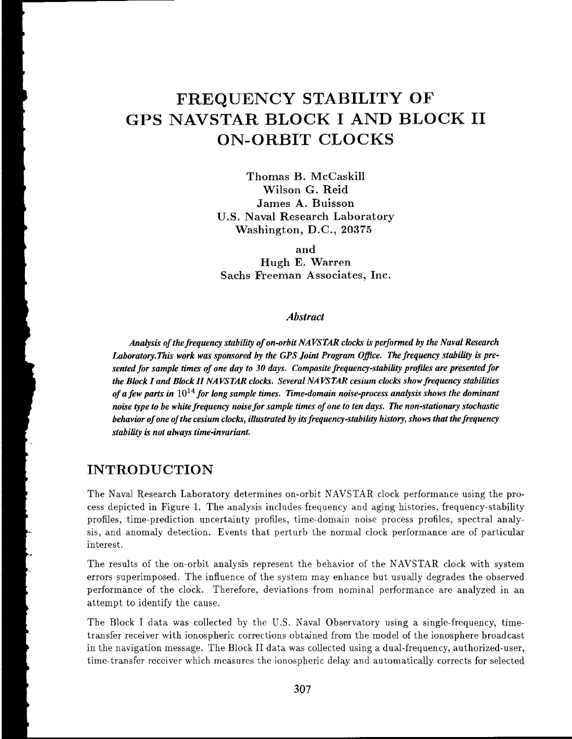# FREQUENCY STABILITY OF GPS NAVSTAR BLOCK I AND BLOCK II ON-ORBIT CLOCKS

Thomas B. McCaskill
Wilson G. Reid
James A. Buisson
U.S. Naval Research Laboratory
Washington, D.C., 20375

and

Hugh E. Warren
Sachs Freeman Associates, Inc.

### *Abstract*

***Analysis of the frequency stability of on-orbit NAVSTAR clocks is performed by the Naval Research Laboratory.This work was sponsored by the GPS Joint Program Office. The frequency stability is presented for sample times of one day to 30 days. Composite frequency-stability profiles are presented for the Block I and Block II NAVSTAR clocks. Several NAVSTAR cesium clocks show frequency stabilities of a few parts in $10^{14}$ for long sample times. Time-domain noise-process analysis shows the dominant noise type to be white frequency noise for sample times of one to ten days. The non-stationary stochastic behavior of one of the cesium clocks, illustrated by its frequency-stability history, shows that the frequency stability is not always time-invariant.***

## INTRODUCTION

The Naval Research Laboratory determines on-orbit NAVSTAR clock performance using the process depicted in Figure 1. The analysis includes frequency and aging histories, frequency-stability profiles, time-prediction uncertainty profiles, time-domain noise process profiles, spectral analysis, and anomaly detection. Events that perturb the normal clock performance are of particular interest.

The results of the on-orbit analysis represent the behavior of the NAVSTAR clock with system errors superimposed. The influence of the system may enhance but usually degrades the observed performance of the clock. Therefore, deviations from nominal performance are analyzed in an attempt to identify the cause.

The Block I data was collected by the U.S. Naval Observatory using a single-frequency, time-transfer receiver with ionospheric corrections obtained from the model of the ionosphere broadcast in the navigation message. The Block II data was collected using a dual-frequency, authorized-user, time-transfer receiver which measures the ionospheric delay and automatically corrects for selected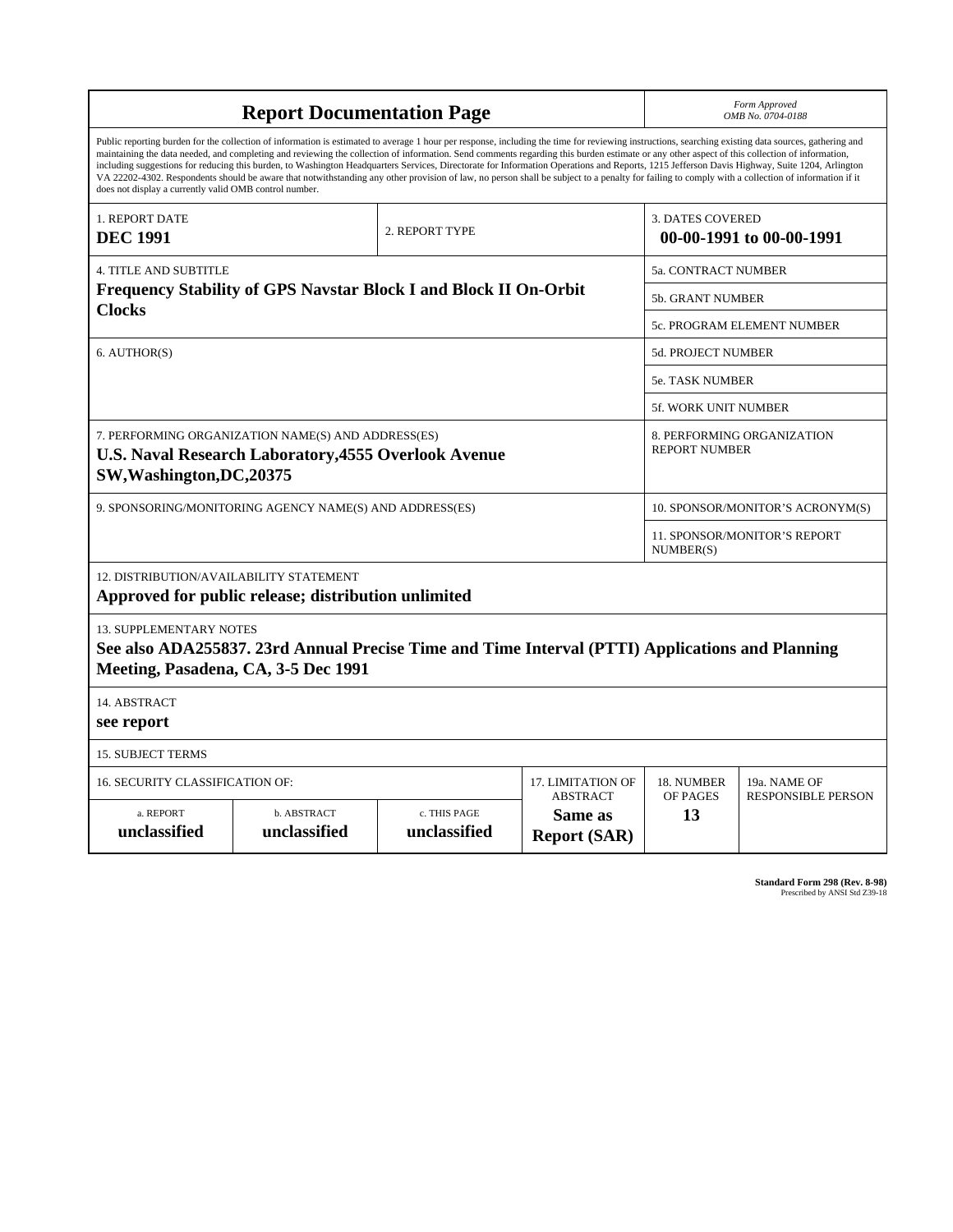# Report Documentation Page

*Form Approved*
*OMB No. 0704-0188*

Public reporting burden for the collection of information is estimated to average 1 hour per response, including the time for reviewing instructions, searching existing data sources, gathering and maintaining the data needed, and completing and reviewing the collection of information. Send comments regarding this burden estimate or any other aspect of this collection of information, including suggestions for reducing this burden, to Washington Headquarters Services, Directorate for Information Operations and Reports, 1215 Jefferson Davis Highway, Suite 1204, Arlington VA 22202-4302. Respondents should be aware that notwithstanding any other provision of law, no person shall be subject to a penalty for failing to comply with a collection of information if it does not display a currently valid OMB control number.

| 1. REPORT DATE | 2. REPORT TYPE | 3. DATES COVERED |
|---|---|---|
| **DEC 1991** | | **00-00-1991 to 00-00-1991** |

| 4. TITLE AND SUBTITLE | |
|---|---|
| **Frequency Stability of GPS Navstar Block I and Block II On-Orbit Clocks** | 5a. CONTRACT NUMBER |
| | 5b. GRANT NUMBER |
| | 5c. PROGRAM ELEMENT NUMBER |
| 6. AUTHOR(S) | 5d. PROJECT NUMBER |
| | 5e. TASK NUMBER |
| | 5f. WORK UNIT NUMBER |
| 7. PERFORMING ORGANIZATION NAME(S) AND ADDRESS(ES) **U.S. Naval Research Laboratory,4555 Overlook Avenue SW,Washington,DC,20375** | 8. PERFORMING ORGANIZATION REPORT NUMBER |
| 9. SPONSORING/MONITORING AGENCY NAME(S) AND ADDRESS(ES) | 10. SPONSOR/MONITOR'S ACRONYM(S) |
| | 11. SPONSOR/MONITOR'S REPORT NUMBER(S) |

12. DISTRIBUTION/AVAILABILITY STATEMENT
**Approved for public release; distribution unlimited**

13. SUPPLEMENTARY NOTES
**See also ADA255837. 23rd Annual Precise Time and Time Interval (PTTI) Applications and Planning Meeting, Pasadena, CA, 3-5 Dec 1991**

14. ABSTRACT
**see report**

15. SUBJECT TERMS

| 16. SECURITY CLASSIFICATION OF: | | | 17. LIMITATION OF ABSTRACT | 18. NUMBER OF PAGES | 19a. NAME OF RESPONSIBLE PERSON |
|---|---|---|---|---|---|
| a. REPORT | b. ABSTRACT | c. THIS PAGE | | | |
| **unclassified** | **unclassified** | **unclassified** | **Same as Report (SAR)** | **13** | |

**Standard Form 298 (Rev. 8-98)**
Prescribed by ANSI Std Z39-18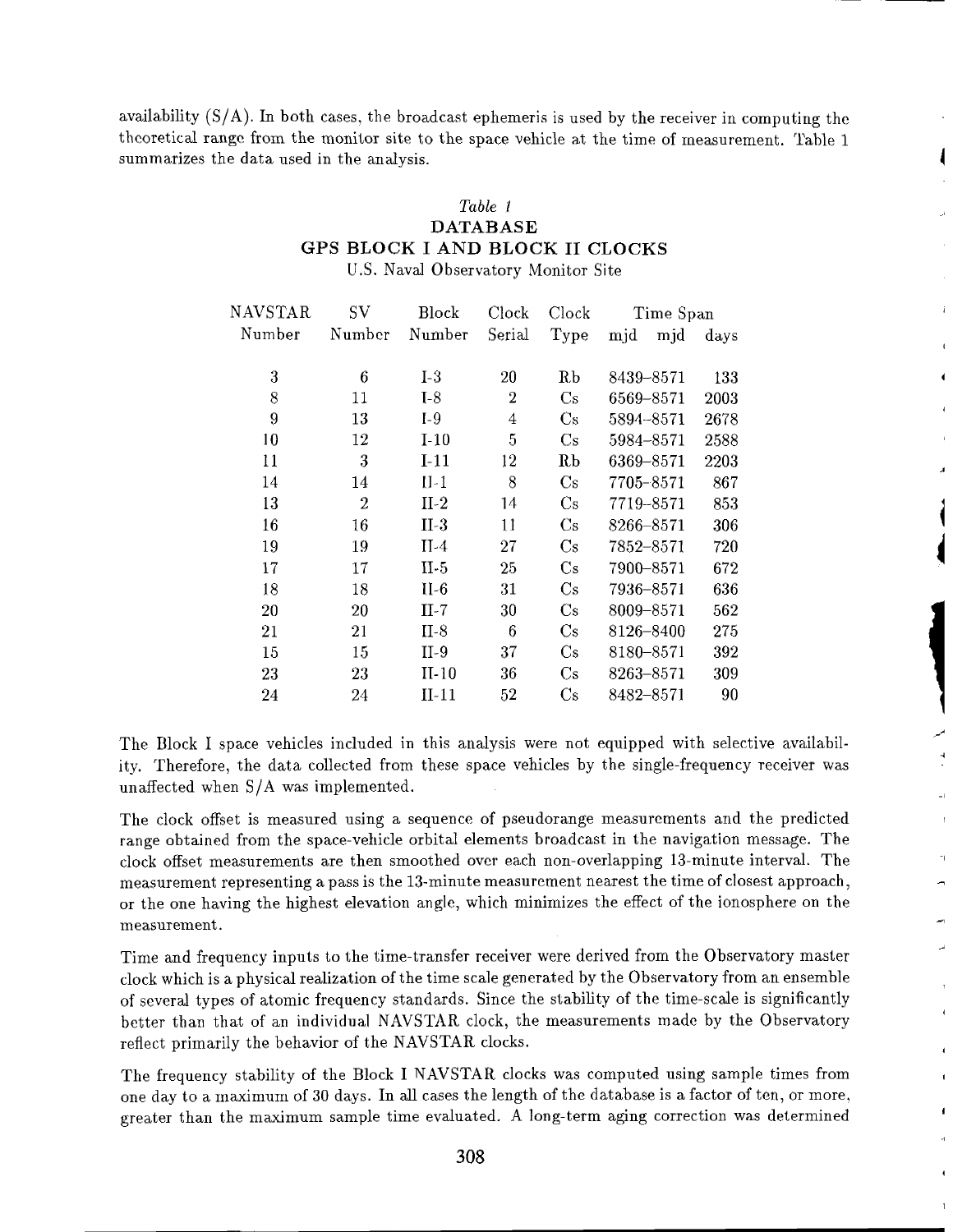availability (S/A). In both cases, the broadcast ephemeris is used by the receiver in computing the theoretical range from the monitor site to the space vehicle at the time of measurement. Table 1 summarizes the data used in the analysis.

*Table 1*
**DATABASE**
**GPS BLOCK I AND BLOCK II CLOCKS**
U.S. Naval Observatory Monitor Site

| NAVSTAR Number | SV Number | Block Number | Clock Serial | Clock Type | Time Span mjd mjd | days |
|---|---|---|---|---|---|---|
| 3 | 6 | I-3 | 20 | Rb | 8439–8571 | 133 |
| 8 | 11 | I-8 | 2 | Cs | 6569–8571 | 2003 |
| 9 | 13 | I-9 | 4 | Cs | 5894–8571 | 2678 |
| 10 | 12 | I-10 | 5 | Cs | 5984–8571 | 2588 |
| 11 | 3 | I-11 | 12 | Rb | 6369–8571 | 2203 |
| 14 | 14 | II-1 | 8 | Cs | 7705–8571 | 867 |
| 13 | 2 | II-2 | 14 | Cs | 7719–8571 | 853 |
| 16 | 16 | II-3 | 11 | Cs | 8266–8571 | 306 |
| 19 | 19 | II-4 | 27 | Cs | 7852–8571 | 720 |
| 17 | 17 | II-5 | 25 | Cs | 7900–8571 | 672 |
| 18 | 18 | II-6 | 31 | Cs | 7936–8571 | 636 |
| 20 | 20 | II-7 | 30 | Cs | 8009–8571 | 562 |
| 21 | 21 | II-8 | 6 | Cs | 8126–8400 | 275 |
| 15 | 15 | II-9 | 37 | Cs | 8180–8571 | 392 |
| 23 | 23 | II-10 | 36 | Cs | 8263–8571 | 309 |
| 24 | 24 | II-11 | 52 | Cs | 8482–8571 | 90 |

The Block I space vehicles included in this analysis were not equipped with selective availability. Therefore, the data collected from these space vehicles by the single-frequency receiver was unaffected when S/A was implemented.

The clock offset is measured using a sequence of pseudorange measurements and the predicted range obtained from the space-vehicle orbital elements broadcast in the navigation message. The clock offset measurements are then smoothed over each non-overlapping 13-minute interval. The measurement representing a pass is the 13-minute measurement nearest the time of closest approach, or the one having the highest elevation angle, which minimizes the effect of the ionosphere on the measurement.

Time and frequency inputs to the time-transfer receiver were derived from the Observatory master clock which is a physical realization of the time scale generated by the Observatory from an ensemble of several types of atomic frequency standards. Since the stability of the time-scale is significantly better than that of an individual NAVSTAR clock, the measurements made by the Observatory reflect primarily the behavior of the NAVSTAR clocks.

The frequency stability of the Block I NAVSTAR clocks was computed using sample times from one day to a maximum of 30 days. In all cases the length of the database is a factor of ten, or more, greater than the maximum sample time evaluated. A long-term aging correction was determined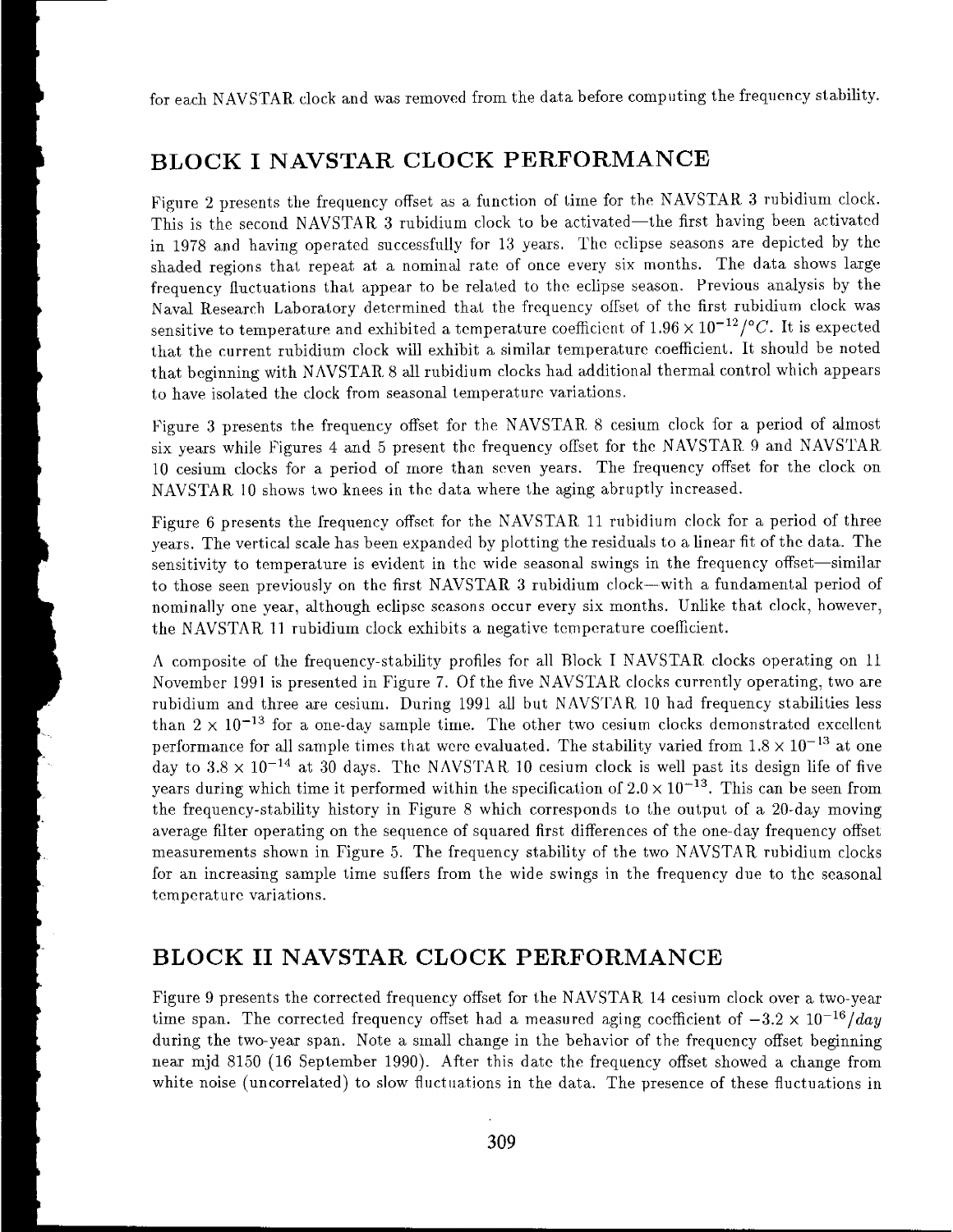for each NAVSTAR clock and was removed from the data before computing the frequency stability.

## BLOCK I NAVSTAR CLOCK PERFORMANCE

Figure 2 presents the frequency offset as a function of time for the NAVSTAR 3 rubidium clock. This is the second NAVSTAR 3 rubidium clock to be activated—the first having been activated in 1978 and having operated successfully for 13 years. The eclipse seasons are depicted by the shaded regions that repeat at a nominal rate of once every six months. The data shows large frequency fluctuations that appear to be related to the eclipse season. Previous analysis by the Naval Research Laboratory determined that the frequency offset of the first rubidium clock was sensitive to temperature and exhibited a temperature coefficient of $1.96 \times 10^{-12}/°C$. It is expected that the current rubidium clock will exhibit a similar temperature coefficient. It should be noted that beginning with NAVSTAR 8 all rubidium clocks had additional thermal control which appears to have isolated the clock from seasonal temperature variations.

Figure 3 presents the frequency offset for the NAVSTAR 8 cesium clock for a period of almost six years while Figures 4 and 5 present the frequency offset for the NAVSTAR 9 and NAVSTAR 10 cesium clocks for a period of more than seven years. The frequency offset for the clock on NAVSTAR 10 shows two knees in the data where the aging abruptly increased.

Figure 6 presents the frequency offset for the NAVSTAR 11 rubidium clock for a period of three years. The vertical scale has been expanded by plotting the residuals to a linear fit of the data. The sensitivity to temperature is evident in the wide seasonal swings in the frequency offset—similar to those seen previously on the first NAVSTAR 3 rubidium clock—with a fundamental period of nominally one year, although eclipse seasons occur every six months. Unlike that clock, however, the NAVSTAR 11 rubidium clock exhibits a negative temperature coefficient.

A composite of the frequency-stability profiles for all Block I NAVSTAR clocks operating on 11 November 1991 is presented in Figure 7. Of the five NAVSTAR clocks currently operating, two are rubidium and three are cesium. During 1991 all but NAVSTAR 10 had frequency stabilities less than $2 \times 10^{-13}$ for a one-day sample time. The other two cesium clocks demonstrated excellent performance for all sample times that were evaluated. The stability varied from $1.8 \times 10^{-13}$ at one day to $3.8 \times 10^{-14}$ at 30 days. The NAVSTAR 10 cesium clock is well past its design life of five years during which time it performed within the specification of $2.0 \times 10^{-13}$. This can be seen from the frequency-stability history in Figure 8 which corresponds to the output of a 20-day moving average filter operating on the sequence of squared first differences of the one-day frequency offset measurements shown in Figure 5. The frequency stability of the two NAVSTAR rubidium clocks for an increasing sample time suffers from the wide swings in the frequency due to the seasonal temperature variations.

## BLOCK II NAVSTAR CLOCK PERFORMANCE

Figure 9 presents the corrected frequency offset for the NAVSTAR 14 cesium clock over a two-year time span. The corrected frequency offset had a measured aging coefficient of $-3.2 \times 10^{-16}/day$ during the two-year span. Note a small change in the behavior of the frequency offset beginning near mjd 8150 (16 September 1990). After this date the frequency offset showed a change from white noise (uncorrelated) to slow fluctuations in the data. The presence of these fluctuations in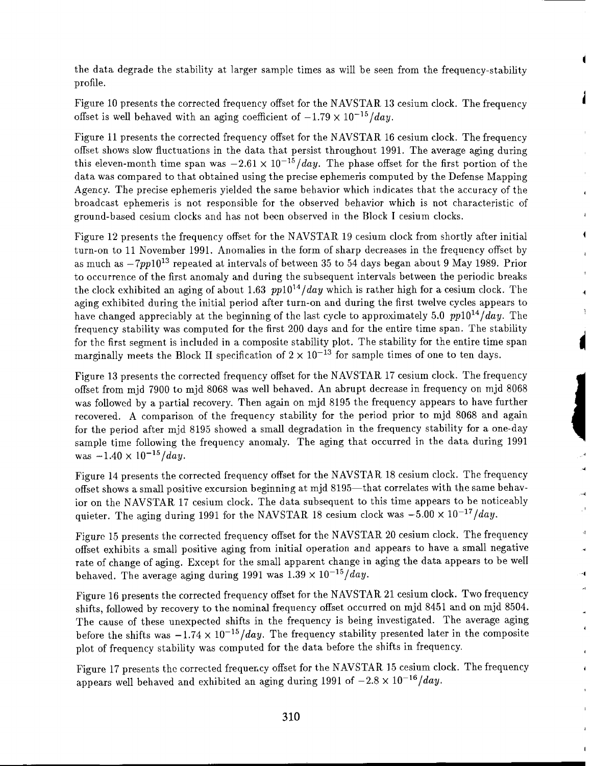the data degrade the stability at larger sample times as will be seen from the frequency-stability profile.

Figure 10 presents the corrected frequency offset for the NAVSTAR 13 cesium clock. The frequency offset is well behaved with an aging coefficient of $-1.79 \times 10^{-15}/day$.

Figure 11 presents the corrected frequency offset for the NAVSTAR 16 cesium clock. The frequency offset shows slow fluctuations in the data that persist throughout 1991. The average aging during this eleven-month time span was $-2.61 \times 10^{-15}/day$. The phase offset for the first portion of the data was compared to that obtained using the precise ephemeris computed by the Defense Mapping Agency. The precise ephemeris yielded the same behavior which indicates that the accuracy of the broadcast ephemeris is not responsible for the observed behavior which is not characteristic of ground-based cesium clocks and has not been observed in the Block I cesium clocks.

Figure 12 presents the frequency offset for the NAVSTAR 19 cesium clock from shortly after initial turn-on to 11 November 1991. Anomalies in the form of sharp decreases in the frequency offset by as much as $-7pp10^{13}$ repeated at intervals of between 35 to 54 days began about 9 May 1989. Prior to occurrence of the first anomaly and during the subsequent intervals between the periodic breaks the clock exhibited an aging of about 1.63 $pp10^{14}/day$ which is rather high for a cesium clock. The aging exhibited during the initial period after turn-on and during the first twelve cycles appears to have changed appreciably at the beginning of the last cycle to approximately 5.0 $pp10^{14}/day$. The frequency stability was computed for the first 200 days and for the entire time span. The stability for the first segment is included in a composite stability plot. The stability for the entire time span marginally meets the Block II specification of $2 \times 10^{-13}$ for sample times of one to ten days.

Figure 13 presents the corrected frequency offset for the NAVSTAR 17 cesium clock. The frequency offset from mjd 7900 to mjd 8068 was well behaved. An abrupt decrease in frequency on mjd 8068 was followed by a partial recovery. Then again on mjd 8195 the frequency appears to have further recovered. A comparison of the frequency stability for the period prior to mjd 8068 and again for the period after mjd 8195 showed a small degradation in the frequency stability for a one-day sample time following the frequency anomaly. The aging that occurred in the data during 1991 was $-1.40 \times 10^{-15}/day$.

Figure 14 presents the corrected frequency offset for the NAVSTAR 18 cesium clock. The frequency offset shows a small positive excursion beginning at mjd 8195—that correlates with the same behavior on the NAVSTAR 17 cesium clock. The data subsequent to this time appears to be noticeably quieter. The aging during 1991 for the NAVSTAR 18 cesium clock was $-5.00 \times 10^{-17}/day$.

Figure 15 presents the corrected frequency offset for the NAVSTAR 20 cesium clock. The frequency offset exhibits a small positive aging from initial operation and appears to have a small negative rate of change of aging. Except for the small apparent change in aging the data appears to be well behaved. The average aging during 1991 was $1.39 \times 10^{-15}/day$.

Figure 16 presents the corrected frequency offset for the NAVSTAR 21 cesium clock. Two frequency shifts, followed by recovery to the nominal frequency offset occurred on mjd 8451 and on mjd 8504. The cause of these unexpected shifts in the frequency is being investigated. The average aging before the shifts was $-1.74 \times 10^{-15}/day$. The frequency stability presented later in the composite plot of frequency stability was computed for the data before the shifts in frequency.

Figure 17 presents the corrected frequency offset for the NAVSTAR 15 cesium clock. The frequency appears well behaved and exhibited an aging during 1991 of $-2.8 \times 10^{-16}/day$.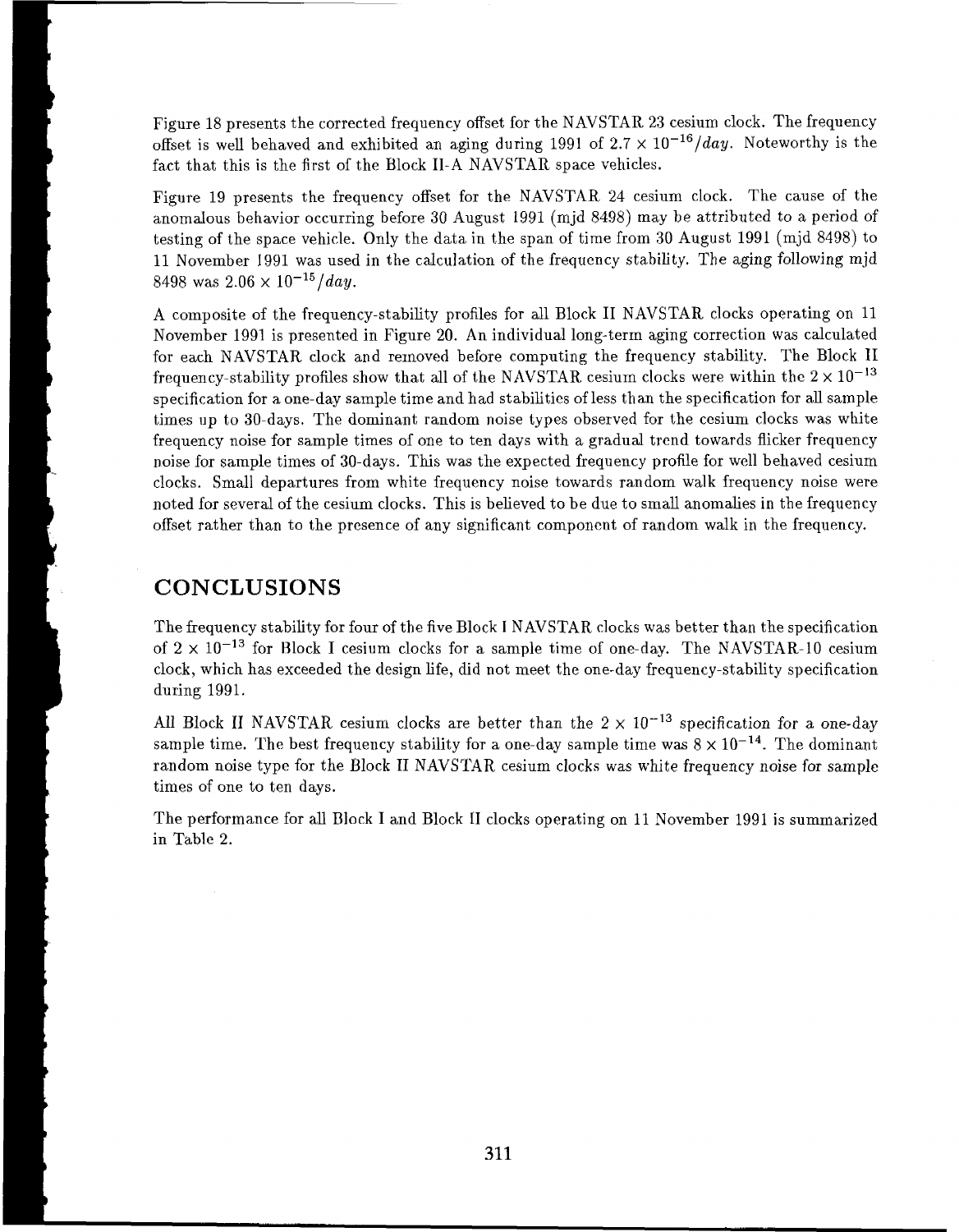Figure 18 presents the corrected frequency offset for the NAVSTAR 23 cesium clock. The frequency offset is well behaved and exhibited an aging during 1991 of $2.7 \times 10^{-16}/day$. Noteworthy is the fact that this is the first of the Block II-A NAVSTAR space vehicles.

Figure 19 presents the frequency offset for the NAVSTAR 24 cesium clock. The cause of the anomalous behavior occurring before 30 August 1991 (mjd 8498) may be attributed to a period of testing of the space vehicle. Only the data in the span of time from 30 August 1991 (mjd 8498) to 11 November 1991 was used in the calculation of the frequency stability. The aging following mjd 8498 was $2.06 \times 10^{-15}/day$.

A composite of the frequency-stability profiles for all Block II NAVSTAR clocks operating on 11 November 1991 is presented in Figure 20. An individual long-term aging correction was calculated for each NAVSTAR clock and removed before computing the frequency stability. The Block II frequency-stability profiles show that all of the NAVSTAR cesium clocks were within the $2 \times 10^{-13}$ specification for a one-day sample time and had stabilities of less than the specification for all sample times up to 30-days. The dominant random noise types observed for the cesium clocks was white frequency noise for sample times of one to ten days with a gradual trend towards flicker frequency noise for sample times of 30-days. This was the expected frequency profile for well behaved cesium clocks. Small departures from white frequency noise towards random walk frequency noise were noted for several of the cesium clocks. This is believed to be due to small anomalies in the frequency offset rather than to the presence of any significant component of random walk in the frequency.

## CONCLUSIONS

The frequency stability for four of the five Block I NAVSTAR clocks was better than the specification of $2 \times 10^{-13}$ for Block I cesium clocks for a sample time of one-day. The NAVSTAR-10 cesium clock, which has exceeded the design life, did not meet the one-day frequency-stability specification during 1991.

All Block II NAVSTAR cesium clocks are better than the $2 \times 10^{-13}$ specification for a one-day sample time. The best frequency stability for a one-day sample time was $8 \times 10^{-14}$. The dominant random noise type for the Block II NAVSTAR cesium clocks was white frequency noise for sample times of one to ten days.

The performance for all Block I and Block II clocks operating on 11 November 1991 is summarized in Table 2.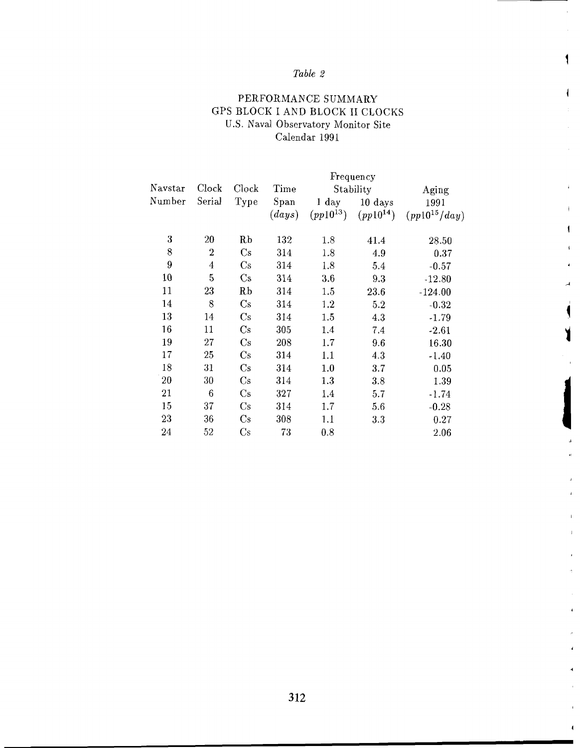*Table 2*

PERFORMANCE SUMMARY
GPS BLOCK I AND BLOCK II CLOCKS
U.S. Naval Observatory Monitor Site
Calendar 1991

| Navstar Number | Clock Serial | Clock Type | Time Span (*days*) | Frequency Stability 1 day ($pp10^{13}$) | 10 days ($pp10^{14}$) | Aging 1991 ($pp10^{15}/day$) |
|---|---|---|---|---|---|---|
| 3 | 20 | Rb | 132 | 1.8 | 41.4 | 28.50 |
| 8 | 2 | Cs | 314 | 1.8 | 4.9 | 0.37 |
| 9 | 4 | Cs | 314 | 1.8 | 5.4 | -0.57 |
| 10 | 5 | Cs | 314 | 3.6 | 9.3 | -12.80 |
| 11 | 23 | Rb | 314 | 1.5 | 23.6 | -124.00 |
| 14 | 8 | Cs | 314 | 1.2 | 5.2 | -0.32 |
| 13 | 14 | Cs | 314 | 1.5 | 4.3 | -1.79 |
| 16 | 11 | Cs | 305 | 1.4 | 7.4 | -2.61 |
| 19 | 27 | Cs | 208 | 1.7 | 9.6 | 16.30 |
| 17 | 25 | Cs | 314 | 1.1 | 4.3 | -1.40 |
| 18 | 31 | Cs | 314 | 1.0 | 3.7 | 0.05 |
| 20 | 30 | Cs | 314 | 1.3 | 3.8 | 1.39 |
| 21 | 6 | Cs | 327 | 1.4 | 5.7 | -1.74 |
| 15 | 37 | Cs | 314 | 1.7 | 5.6 | -0.28 |
| 23 | 36 | Cs | 308 | 1.1 | 3.3 | 0.27 |
| 24 | 52 | Cs | 73 | 0.8 | | 2.06 |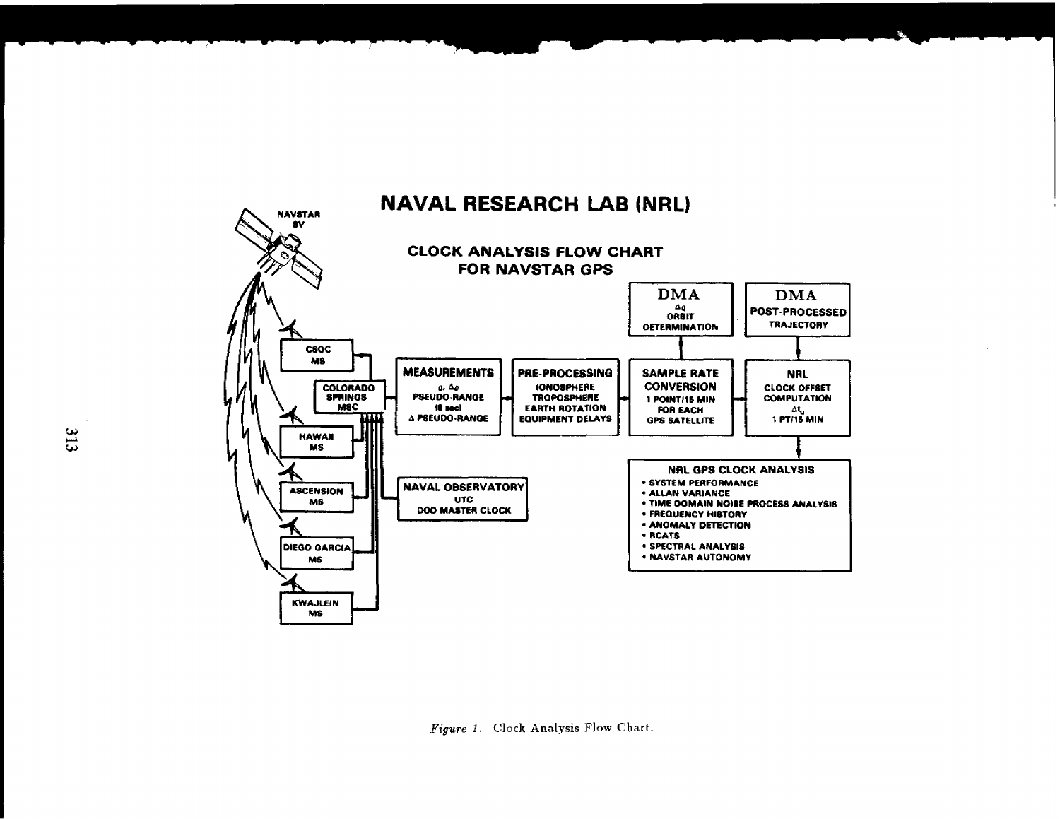# NAVAL RESEARCH LAB (NRL)

## CLOCK ANALYSIS FLOW CHART FOR NAVSTAR GPS

NAVSTAR SV

CSOC MS

HAWAII MS

ASCENSION MS

DIEGO GARCIA MS

KWAJLEIN MS

COLORADO SPRINGS MSC

**MEASUREMENTS**
$\varrho$, $\Delta\varrho$
PSEUDO-RANGE
(6 sec)
$\Delta$ PSEUDO-RANGE

**PRE-PROCESSING**
IONOSPHERE
TROPOSPHERE
EARTH ROTATION
EQUIPMENT DELAYS

**SAMPLE RATE CONVERSION**
1 POINT/15 MIN
FOR EACH
GPS SATELLITE

**DMA**
$\Delta\varrho$
ORBIT
DETERMINATION

**DMA**
POST-PROCESSED
TRAJECTORY

**NRL**
CLOCK OFFSET
COMPUTATION
$\Delta t_u$
1 PT/15 MIN

**NAVAL OBSERVATORY**
UTC
DOD MASTER CLOCK

**NRL GPS CLOCK ANALYSIS**
- SYSTEM PERFORMANCE
- ALLAN VARIANCE
- TIME DOMAIN NOISE PROCESS ANALYSIS
- FREQUENCY HISTORY
- ANOMALY DETECTION
- RCATS
- SPECTRAL ANALYSIS
- NAVSTAR AUTONOMY

*Figure 1.* Clock Analysis Flow Chart.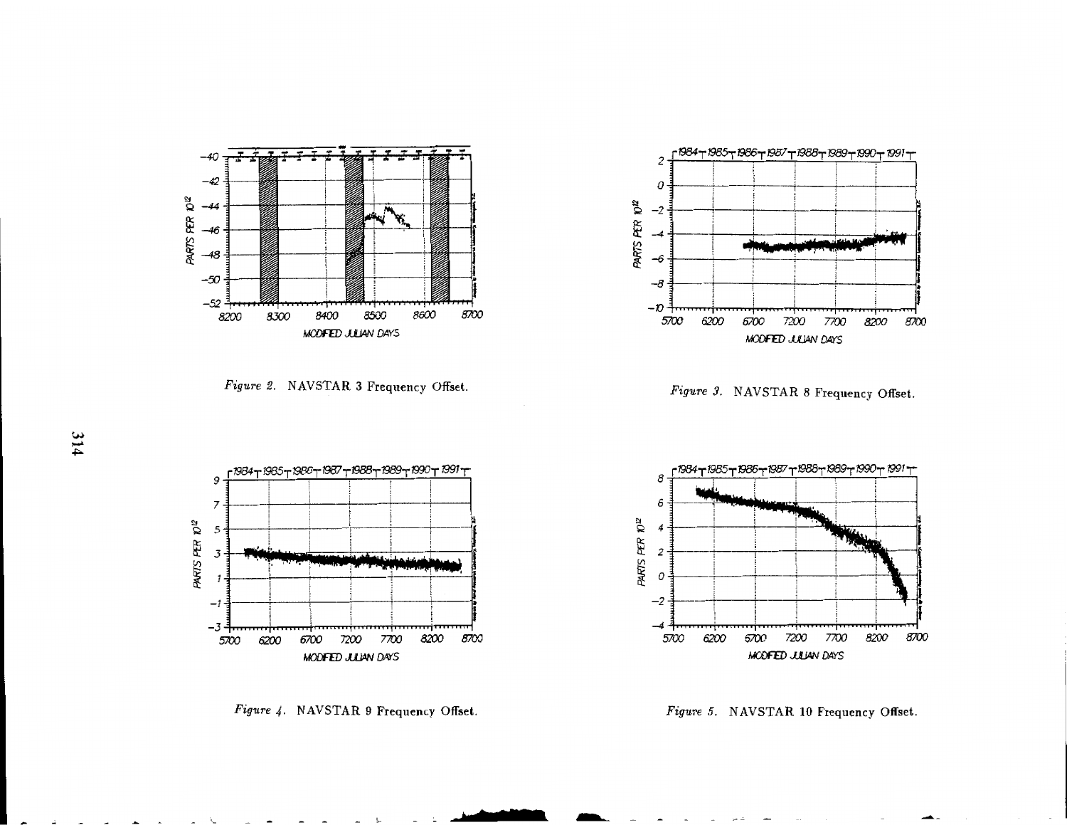Figure 2. NAVSTAR 3 Frequency Offset.

Figure 3. NAVSTAR 8 Frequency Offset.

Figure 4. NAVSTAR 9 Frequency Offset.

Figure 5. NAVSTAR 10 Frequency Offset.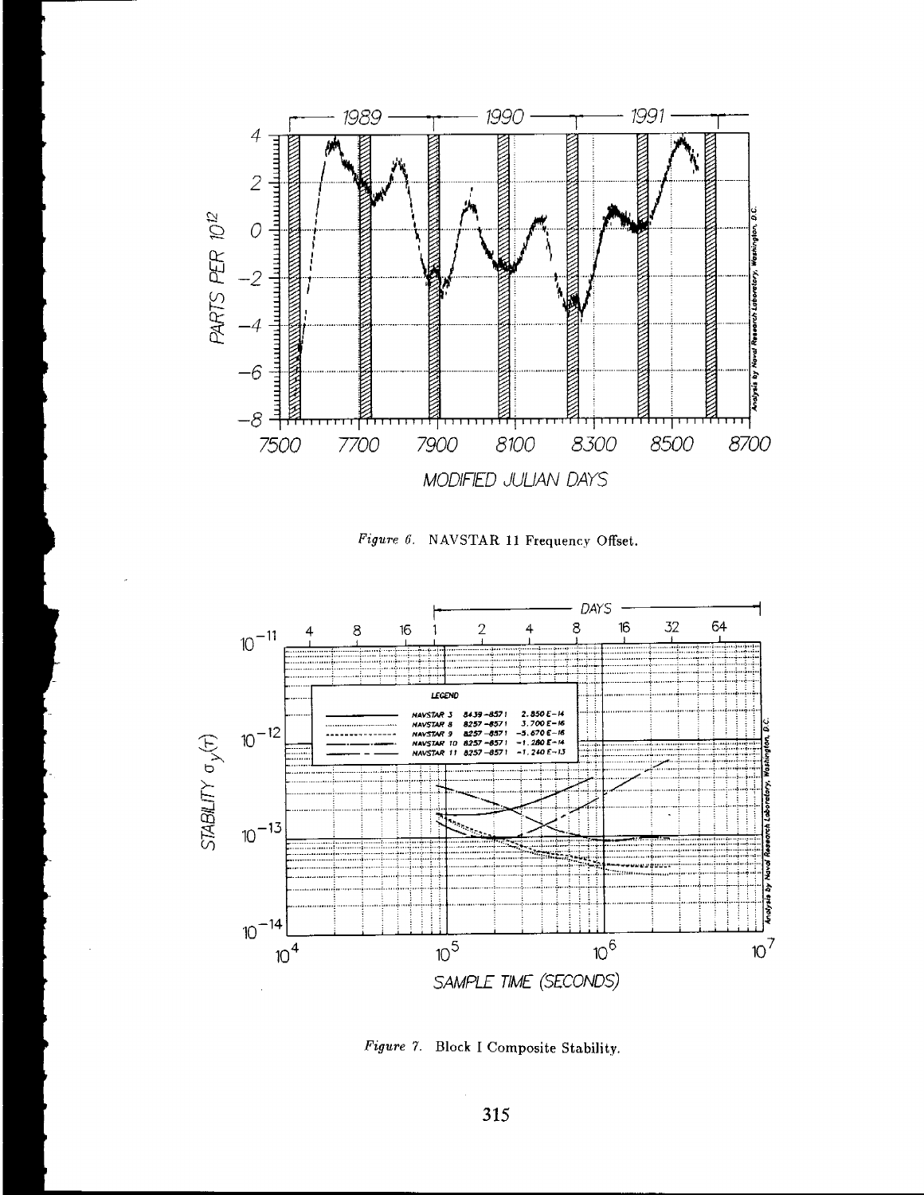Figure 6. NAVSTAR 11 Frequency Offset.

Figure 7. Block I Composite Stability.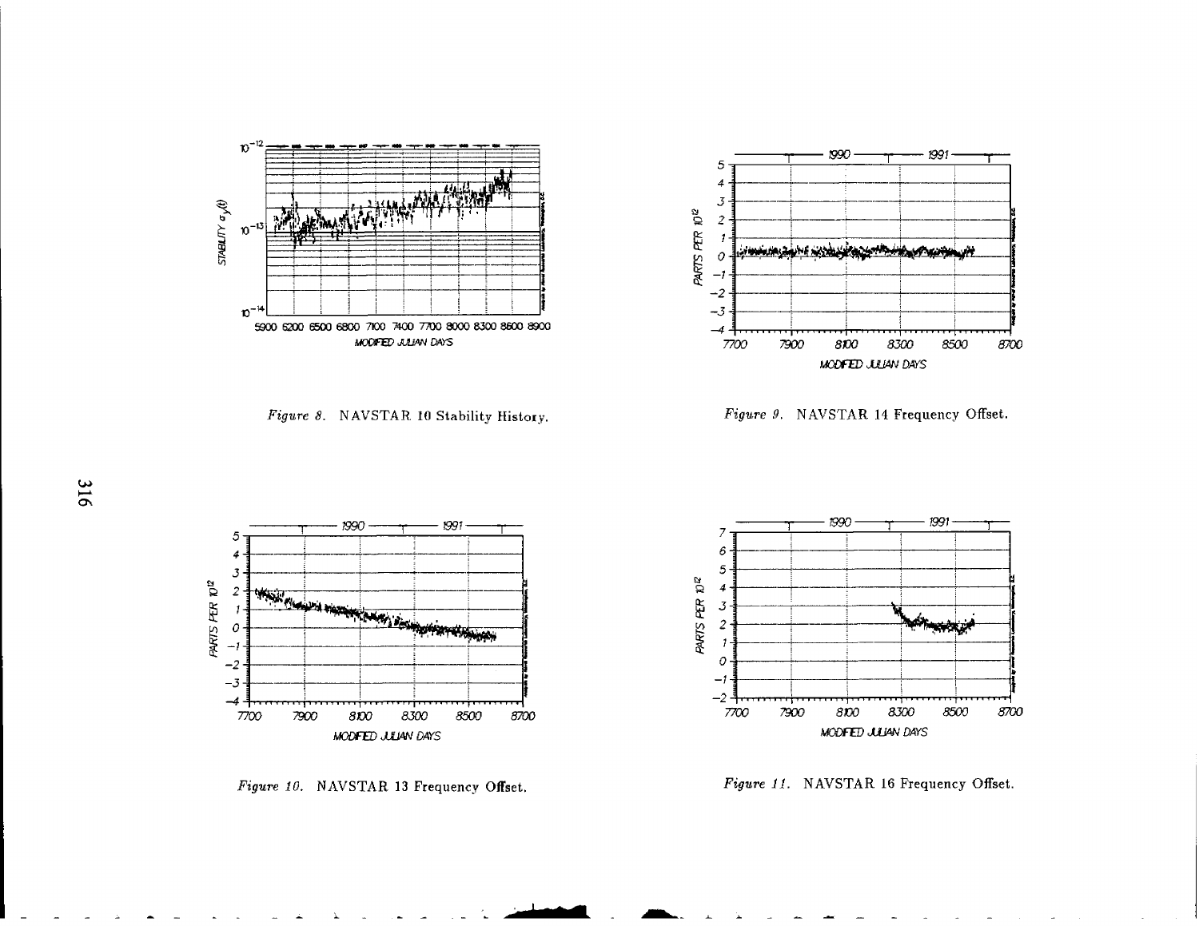Figure 8. NAVSTAR 10 Stability History.

Figure 9. NAVSTAR 14 Frequency Offset.

Figure 10. NAVSTAR 13 Frequency Offset.

Figure 11. NAVSTAR 16 Frequency Offset.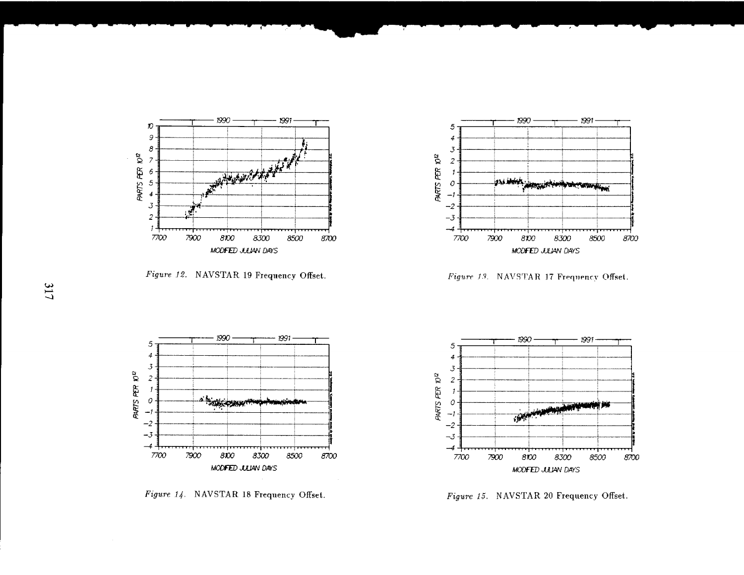Figure 12. NAVSTAR 19 Frequency Offset.

Figure 13. NAVSTAR 17 Frequency Offset.

Figure 14. NAVSTAR 18 Frequency Offset.

Figure 15. NAVSTAR 20 Frequency Offset.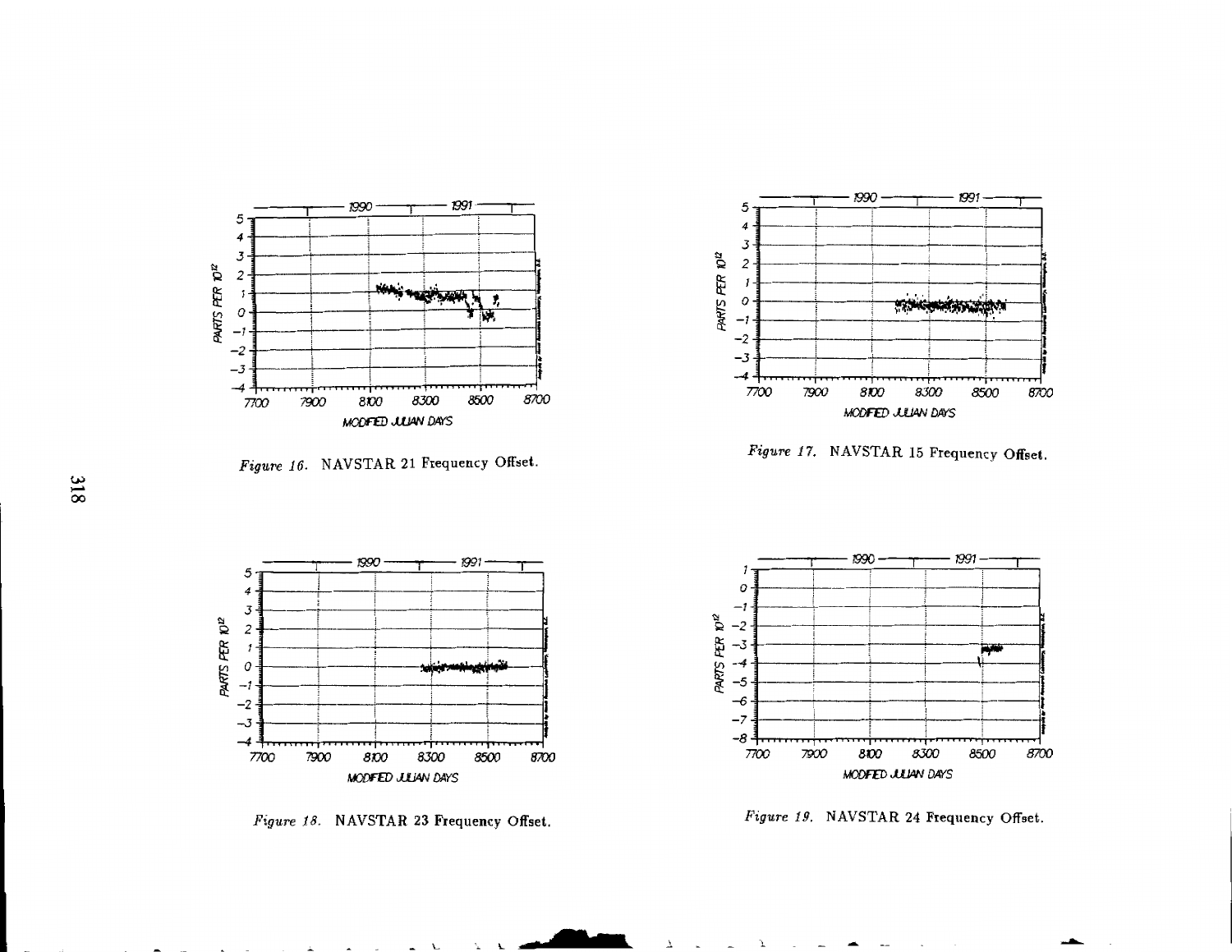Figure 16. NAVSTAR 21 Frequency Offset.

Figure 17. NAVSTAR 15 Frequency Offset.

Figure 18. NAVSTAR 23 Frequency Offset.

Figure 19. NAVSTAR 24 Frequency Offset.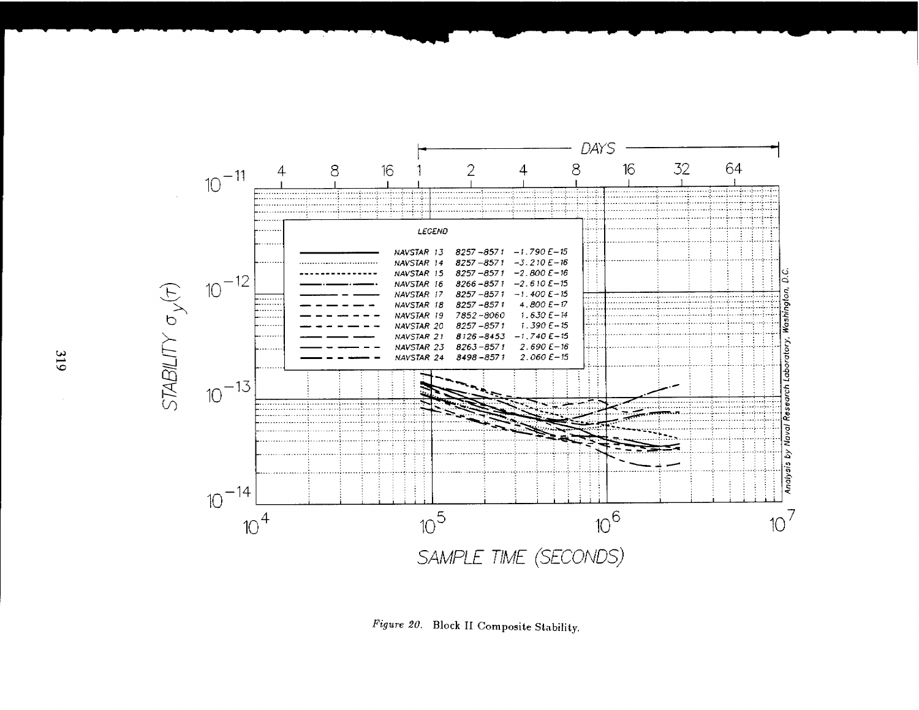DAYS

4 8 16 1 2 4 8 16 32 64

$10^{-11}$

$10^{-12}$

$10^{-13}$

$10^{-14}$

STABILITY $\sigma_y(\tau)$

LEGEND

NAVSTAR 13 8257 – 8571 –1.790 E–15

NAVSTAR 14 8257 – 8571 –3.210 E–16

NAVSTAR 15 8257 – 8571 –2.800 E–16

NAVSTAR 16 8266 – 8571 –2.610 E–15

NAVSTAR 17 8257 – 8571 –1.400 E–15

NAVSTAR 18 8257 – 8571 4.800 E–17

NAVSTAR 19 7852 – 8060 1.630 E–14

NAVSTAR 20 8257 – 8571 1.390 E–15

NAVSTAR 21 8126 – 8453 –1.740 E–15

NAVSTAR 23 8263 – 8571 2.690 E–16

NAVSTAR 24 8498 – 8571 2.060 E–15

$10^4$ $10^5$ $10^6$ $10^7$

SAMPLE TIME (SECONDS)

Analysis by Naval Research Laboratory, Washington, D.C.

*Figure 20.* Block II Composite Stability.